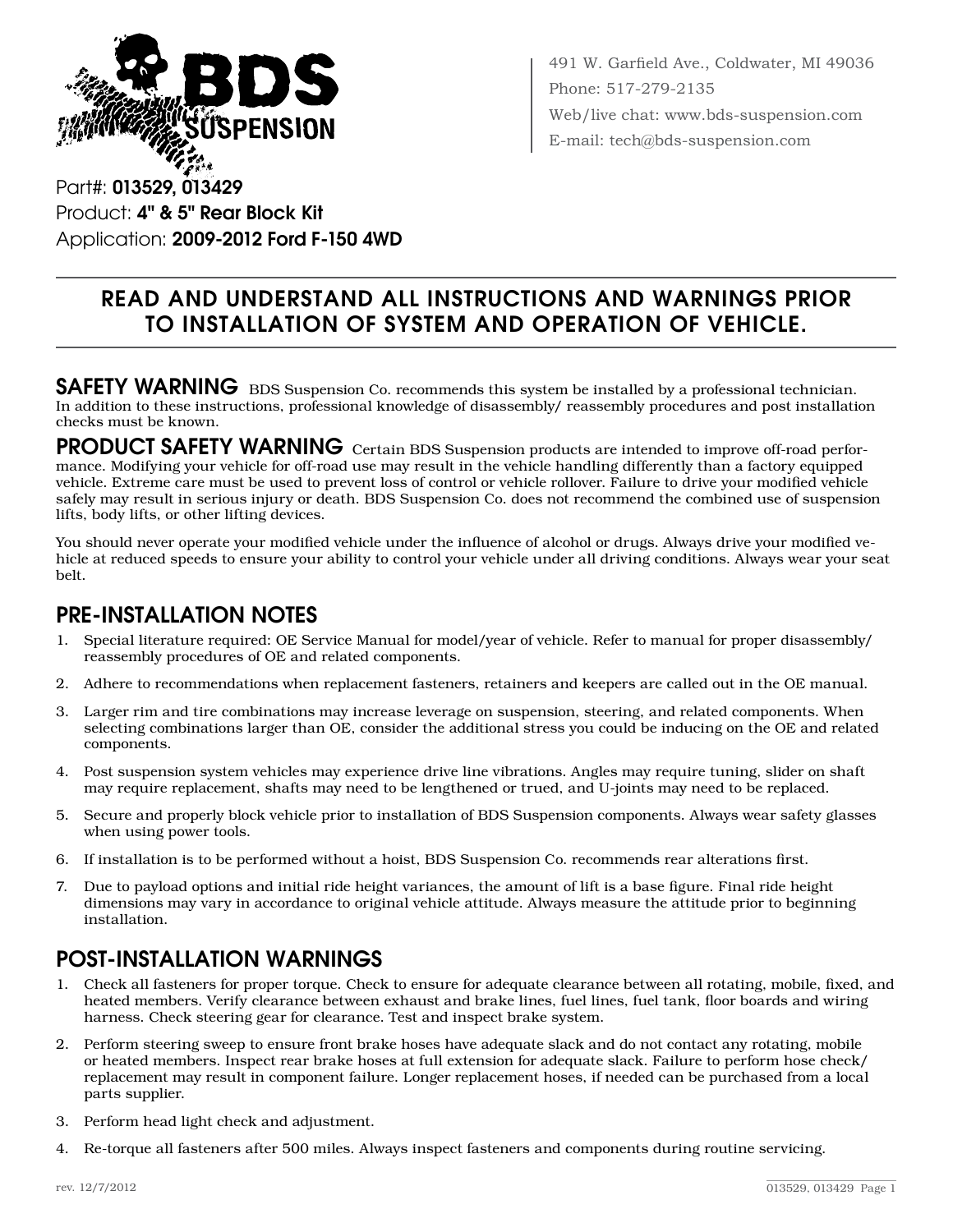491 W. Garfield Ave., Coldwater, MI 49036
Phone: 517-279-2135
Web/live chat: www.bds-suspension.com
E-mail: tech@bds-suspension.com

Part#: **013529, 013429**
Product: **4" & 5" Rear Block Kit**
Application: **2009-2012 Ford F-150 4WD**

## READ AND UNDERSTAND ALL INSTRUCTIONS AND WARNINGS PRIOR TO INSTALLATION OF SYSTEM AND OPERATION OF VEHICLE.

**SAFETY WARNING** BDS Suspension Co. recommends this system be installed by a professional technician. In addition to these instructions, professional knowledge of disassembly/ reassembly procedures and post installation checks must be known.

**PRODUCT SAFETY WARNING** Certain BDS Suspension products are intended to improve off-road performance. Modifying your vehicle for off-road use may result in the vehicle handling differently than a factory equipped vehicle. Extreme care must be used to prevent loss of control or vehicle rollover. Failure to drive your modified vehicle safely may result in serious injury or death. BDS Suspension Co. does not recommend the combined use of suspension lifts, body lifts, or other lifting devices.

You should never operate your modified vehicle under the influence of alcohol or drugs. Always drive your modified vehicle at reduced speeds to ensure your ability to control your vehicle under all driving conditions. Always wear your seat belt.

## PRE-INSTALLATION NOTES

1. Special literature required: OE Service Manual for model/year of vehicle. Refer to manual for proper disassembly/ reassembly procedures of OE and related components.
2. Adhere to recommendations when replacement fasteners, retainers and keepers are called out in the OE manual.
3. Larger rim and tire combinations may increase leverage on suspension, steering, and related components. When selecting combinations larger than OE, consider the additional stress you could be inducing on the OE and related components.
4. Post suspension system vehicles may experience drive line vibrations. Angles may require tuning, slider on shaft may require replacement, shafts may need to be lengthened or trued, and U-joints may need to be replaced.
5. Secure and properly block vehicle prior to installation of BDS Suspension components. Always wear safety glasses when using power tools.
6. If installation is to be performed without a hoist, BDS Suspension Co. recommends rear alterations first.
7. Due to payload options and initial ride height variances, the amount of lift is a base figure. Final ride height dimensions may vary in accordance to original vehicle attitude. Always measure the attitude prior to beginning installation.

## POST-INSTALLATION WARNINGS

1. Check all fasteners for proper torque. Check to ensure for adequate clearance between all rotating, mobile, fixed, and heated members. Verify clearance between exhaust and brake lines, fuel lines, fuel tank, floor boards and wiring harness. Check steering gear for clearance. Test and inspect brake system.
2. Perform steering sweep to ensure front brake hoses have adequate slack and do not contact any rotating, mobile or heated members. Inspect rear brake hoses at full extension for adequate slack. Failure to perform hose check/ replacement may result in component failure. Longer replacement hoses, if needed can be purchased from a local parts supplier.
3. Perform head light check and adjustment.
4. Re-torque all fasteners after 500 miles. Always inspect fasteners and components during routine servicing.

rev. 12/7/2012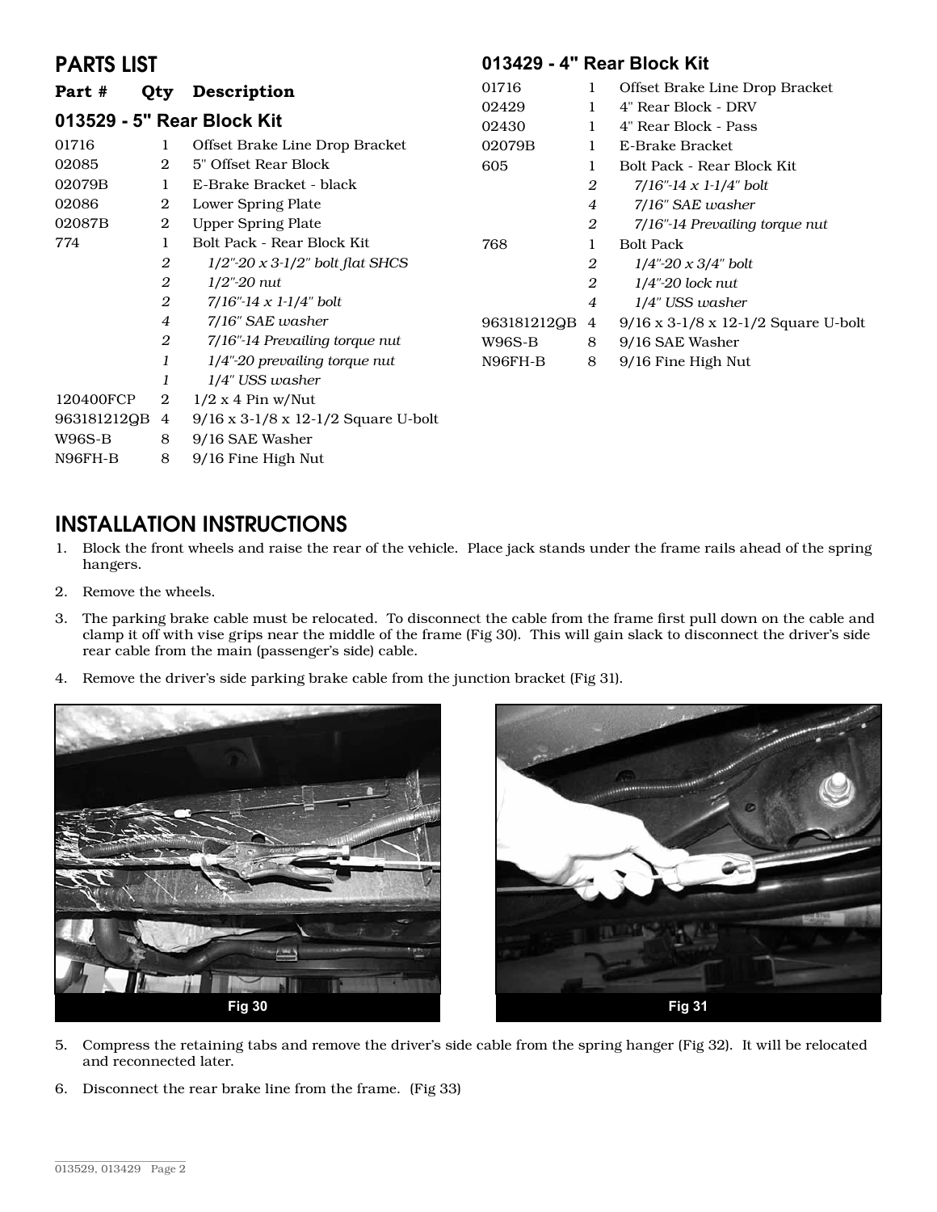## PARTS LIST

### 013529 - 5" Rear Block Kit

| Part # | Qty | Description |
|---|---|---|
| 01716 | 1 | Offset Brake Line Drop Bracket |
| 02085 | 2 | 5" Offset Rear Block |
| 02079B | 1 | E-Brake Bracket - black |
| 02086 | 2 | Lower Spring Plate |
| 02087B | 2 | Upper Spring Plate |
| 774 | 1 | Bolt Pack - Rear Block Kit |
| | *2* | *1/2"-20 x 3-1/2" bolt flat SHCS* |
| | *2* | *1/2"-20 nut* |
| | *2* | *7/16"-14 x 1-1/4" bolt* |
| | *4* | *7/16" SAE washer* |
| | *2* | *7/16"-14 Prevailing torque nut* |
| | *1* | *1/4"-20 prevailing torque nut* |
| | *1* | *1/4" USS washer* |
| 120400FCP | 2 | 1/2 x 4 Pin w/Nut |
| 963181212QB | 4 | 9/16 x 3-1/8 x 12-1/2 Square U-bolt |
| W96S-B | 8 | 9/16 SAE Washer |
| N96FH-B | 8 | 9/16 Fine High Nut |

### 013429 - 4" Rear Block Kit

| Part # | Qty | Description |
|---|---|---|
| 01716 | 1 | Offset Brake Line Drop Bracket |
| 02429 | 1 | 4" Rear Block - DRV |
| 02430 | 1 | 4" Rear Block - Pass |
| 02079B | 1 | E-Brake Bracket |
| 605 | 1 | Bolt Pack - Rear Block Kit |
| | *2* | *7/16"-14 x 1-1/4" bolt* |
| | *4* | *7/16" SAE washer* |
| | *2* | *7/16"-14 Prevailing torque nut* |
| 768 | 1 | Bolt Pack |
| | *2* | *1/4"-20 x 3/4" bolt* |
| | *2* | *1/4"-20 lock nut* |
| | *4* | *1/4" USS washer* |
| 963181212QB | 4 | 9/16 x 3-1/8 x 12-1/2 Square U-bolt |
| W96S-B | 8 | 9/16 SAE Washer |
| N96FH-B | 8 | 9/16 Fine High Nut |

## INSTALLATION INSTRUCTIONS

1. Block the front wheels and raise the rear of the vehicle. Place jack stands under the frame rails ahead of the spring hangers.
2. Remove the wheels.
3. The parking brake cable must be relocated. To disconnect the cable from the frame first pull down on the cable and clamp it off with vise grips near the middle of the frame (Fig 30). This will gain slack to disconnect the driver's side rear cable from the main (passenger's side) cable.
4. Remove the driver's side parking brake cable from the junction bracket (Fig 31).

Fig 30

Fig 31

5. Compress the retaining tabs and remove the driver's side cable from the spring hanger (Fig 32). It will be relocated and reconnected later.
6. Disconnect the rear brake line from the frame. (Fig 33)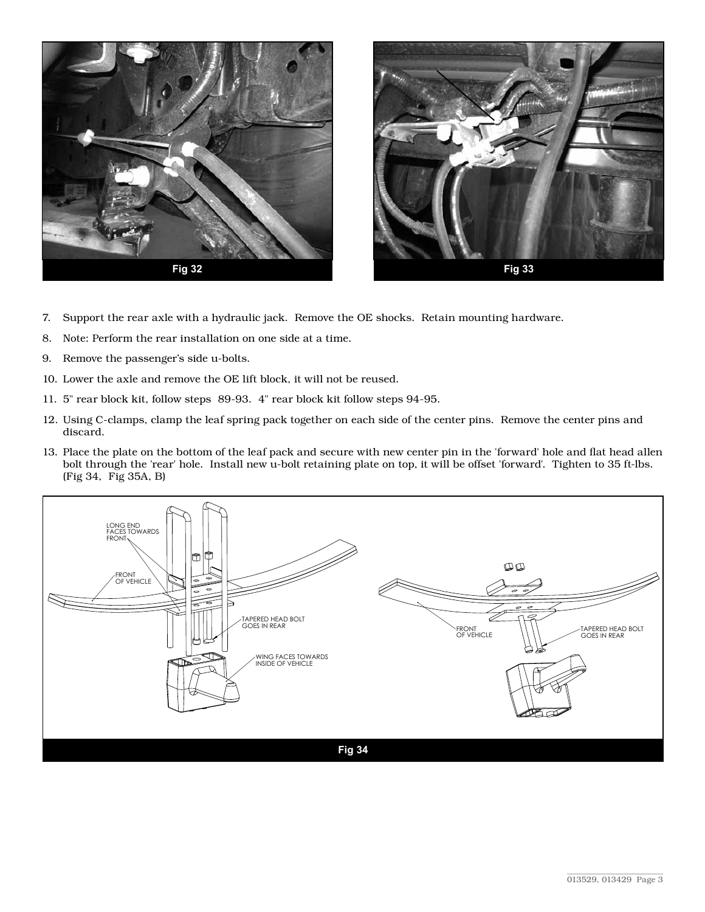Fig 32

Fig 33

7. Support the rear axle with a hydraulic jack. Remove the OE shocks. Retain mounting hardware.
8. Note: Perform the rear installation on one side at a time.
9. Remove the passenger's side u-bolts.
10. Lower the axle and remove the OE lift block, it will not be reused.
11. 5" rear block kit, follow steps 89-93. 4" rear block kit follow steps 94-95.
12. Using C-clamps, clamp the leaf spring pack together on each side of the center pins. Remove the center pins and discard.
13. Place the plate on the bottom of the leaf pack and secure with new center pin in the 'forward' hole and flat head allen bolt through the 'rear' hole. Install new u-bolt retaining plate on top, it will be offset 'forward'. Tighten to 35 ft-lbs. (Fig 34, Fig 35A, B)

LONG END FACES TOWARDS FRONT

FRONT OF VEHICLE

TAPERED HEAD BOLT GOES IN REAR

WING FACES TOWARDS INSIDE OF VEHICLE

FRONT OF VEHICLE

TAPERED HEAD BOLT GOES IN REAR

Fig 34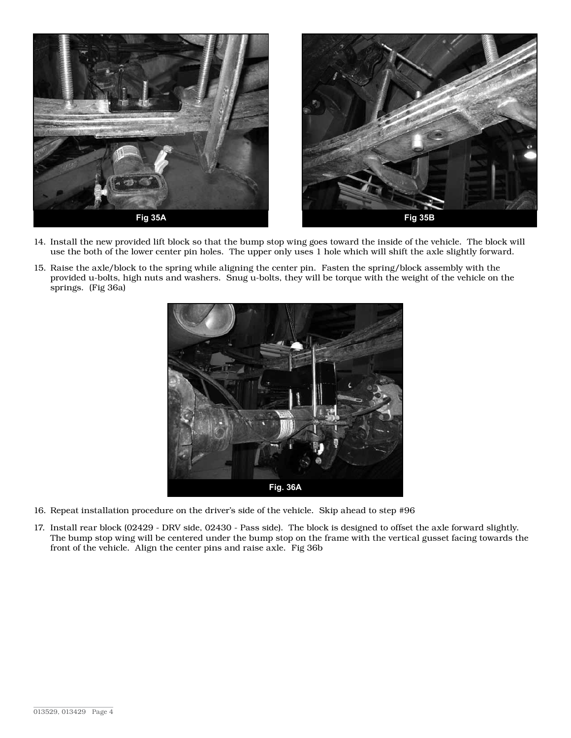Fig 35A

Fig 35B

14. Install the new provided lift block so that the bump stop wing goes toward the inside of the vehicle. The block will use the both of the lower center pin holes. The upper only uses 1 hole which will shift the axle slightly forward.

15. Raise the axle/block to the spring while aligning the center pin. Fasten the spring/block assembly with the provided u-bolts, high nuts and washers. Snug u-bolts, they will be torque with the weight of the vehicle on the springs. (Fig 36a)

Fig. 36A

16. Repeat installation procedure on the driver's side of the vehicle. Skip ahead to step #96

17. Install rear block (02429 - DRV side, 02430 - Pass side). The block is designed to offset the axle forward slightly. The bump stop wing will be centered under the bump stop on the frame with the vertical gusset facing towards the front of the vehicle. Align the center pins and raise axle. Fig 36b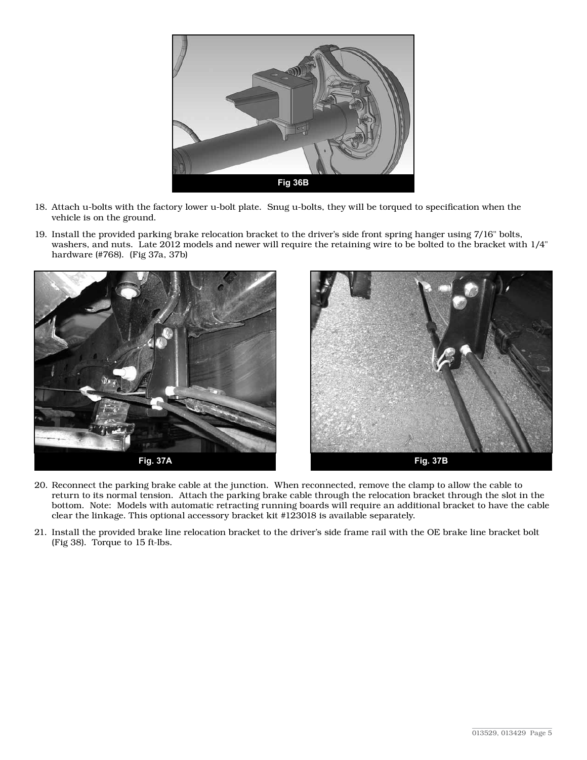Fig 36B

18. Attach u-bolts with the factory lower u-bolt plate. Snug u-bolts, they will be torqued to specification when the vehicle is on the ground.

19. Install the provided parking brake relocation bracket to the driver's side front spring hanger using 7/16" bolts, washers, and nuts. Late 2012 models and newer will require the retaining wire to be bolted to the bracket with 1/4" hardware (#768). (Fig 37a, 37b)

Fig. 37A

Fig. 37B

20. Reconnect the parking brake cable at the junction. When reconnected, remove the clamp to allow the cable to return to its normal tension. Attach the parking brake cable through the relocation bracket through the slot in the bottom. Note: Models with automatic retracting running boards will require an additional bracket to have the cable clear the linkage. This optional accessory bracket kit #123018 is available separately.

21. Install the provided brake line relocation bracket to the driver's side frame rail with the OE brake line bracket bolt (Fig 38). Torque to 15 ft-lbs.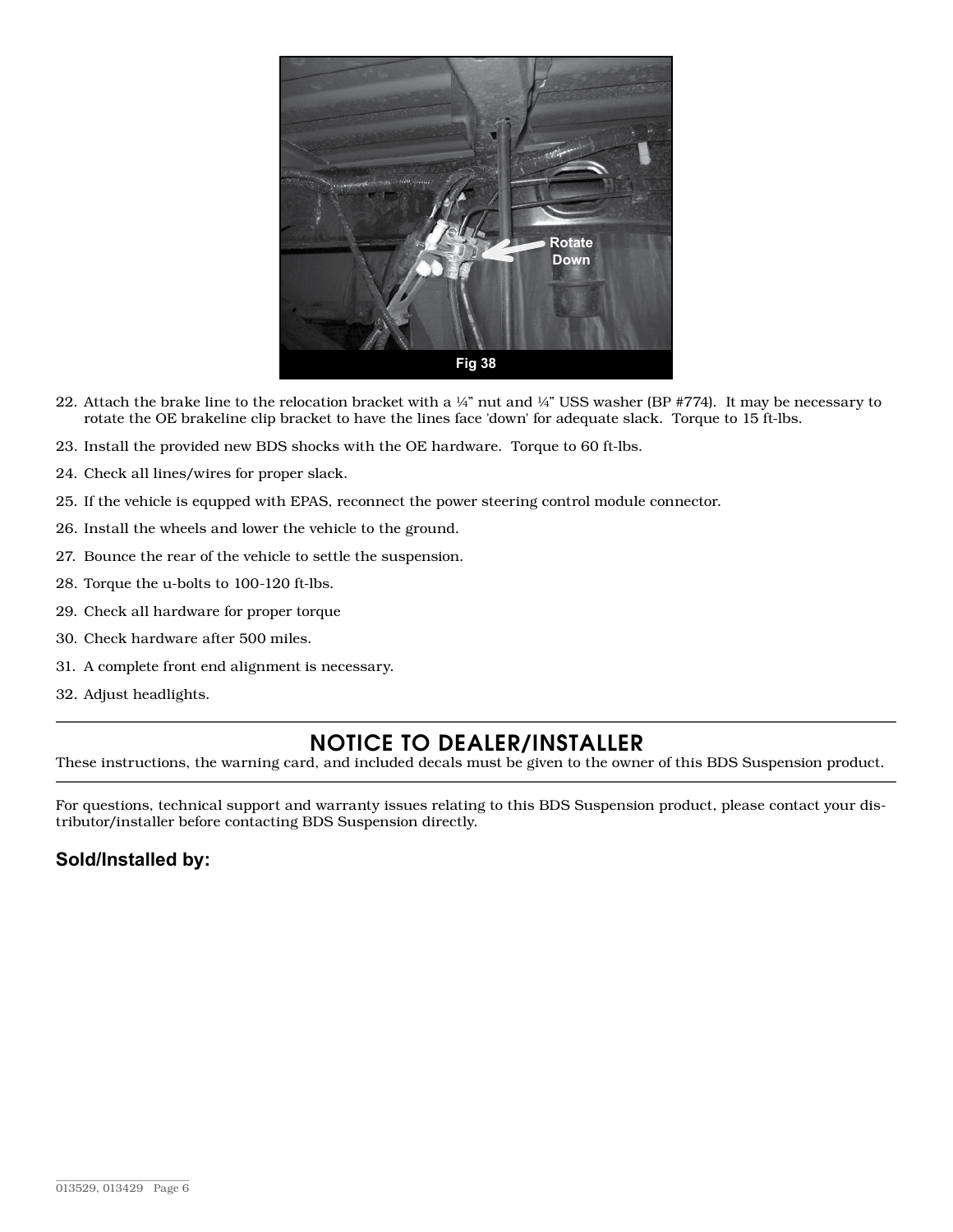Rotate Down

Fig 38

22. Attach the brake line to the relocation bracket with a ¼" nut and ¼" USS washer (BP #774). It may be necessary to rotate the OE brakeline clip bracket to have the lines face 'down' for adequate slack. Torque to 15 ft-lbs.
23. Install the provided new BDS shocks with the OE hardware. Torque to 60 ft-lbs.
24. Check all lines/wires for proper slack.
25. If the vehicle is equpped with EPAS, reconnect the power steering control module connector.
26. Install the wheels and lower the vehicle to the ground.
27. Bounce the rear of the vehicle to settle the suspension.
28. Torque the u-bolts to 100-120 ft-lbs.
29. Check all hardware for proper torque
30. Check hardware after 500 miles.
31. A complete front end alignment is necessary.
32. Adjust headlights.

## NOTICE TO DEALER/INSTALLER

These instructions, the warning card, and included decals must be given to the owner of this BDS Suspension product.

For questions, technical support and warranty issues relating to this BDS Suspension product, please contact your distributor/installer before contacting BDS Suspension directly.

**Sold/Installed by:**